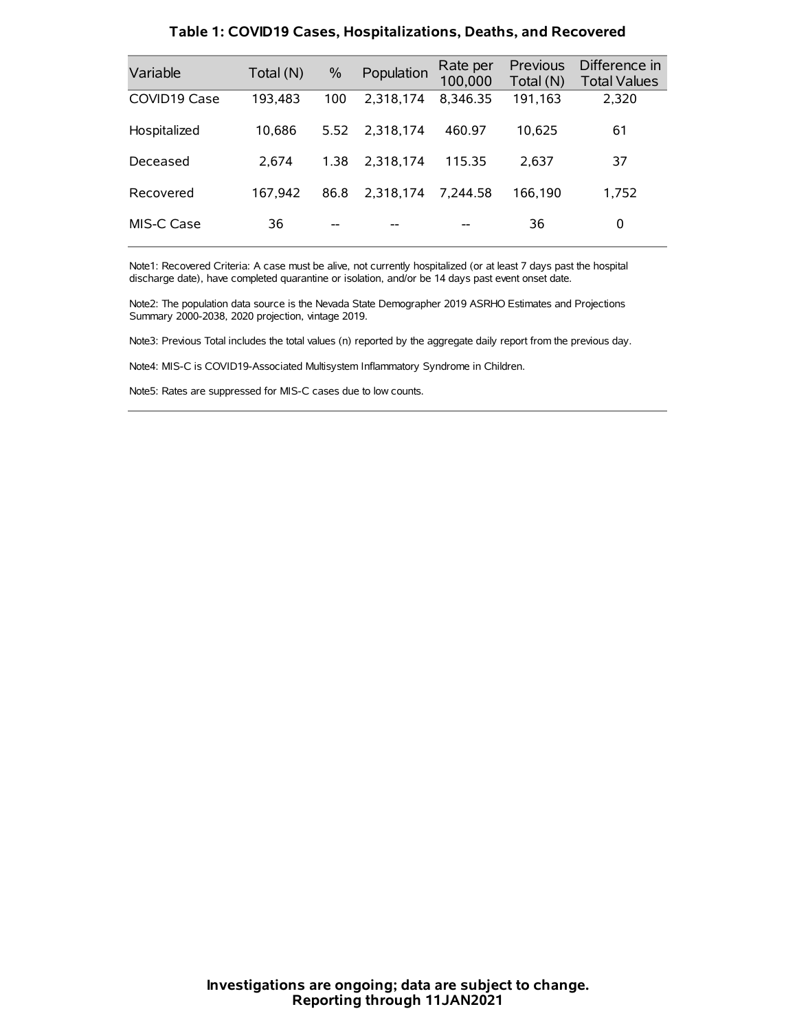### Table 1: COVID19 Cases, Hospitalizations, Deaths, and Recovered

| Variable | Total (N) | % | Population | Rate per 100,000 | Previous Total (N) | Difference in Total Values |
|---|---|---|---|---|---|---|
| COVID19 Case | 193,483 | 100 | 2,318,174 | 8,346.35 | 191,163 | 2,320 |
| Hospitalized | 10,686 | 5.52 | 2,318,174 | 460.97 | 10,625 | 61 |
| Deceased | 2,674 | 1.38 | 2,318,174 | 115.35 | 2,637 | 37 |
| Recovered | 167,942 | 86.8 | 2,318,174 | 7,244.58 | 166,190 | 1,752 |
| MIS-C Case | 36 | -- | -- | -- | 36 | 0 |

Note1: Recovered Criteria: A case must be alive, not currently hospitalized (or at least 7 days past the hospital discharge date), have completed quarantine or isolation, and/or be 14 days past event onset date.

Note2: The population data source is the Nevada State Demographer 2019 ASRHO Estimates and Projections Summary 2000-2038, 2020 projection, vintage 2019.

Note3: Previous Total includes the total values (n) reported by the aggregate daily report from the previous day.

Note4: MIS-C is COVID19-Associated Multisystem Inflammatory Syndrome in Children.

Note5: Rates are suppressed for MIS-C cases due to low counts.

**Investigations are ongoing; data are subject to change.**
**Reporting through 11JAN2021**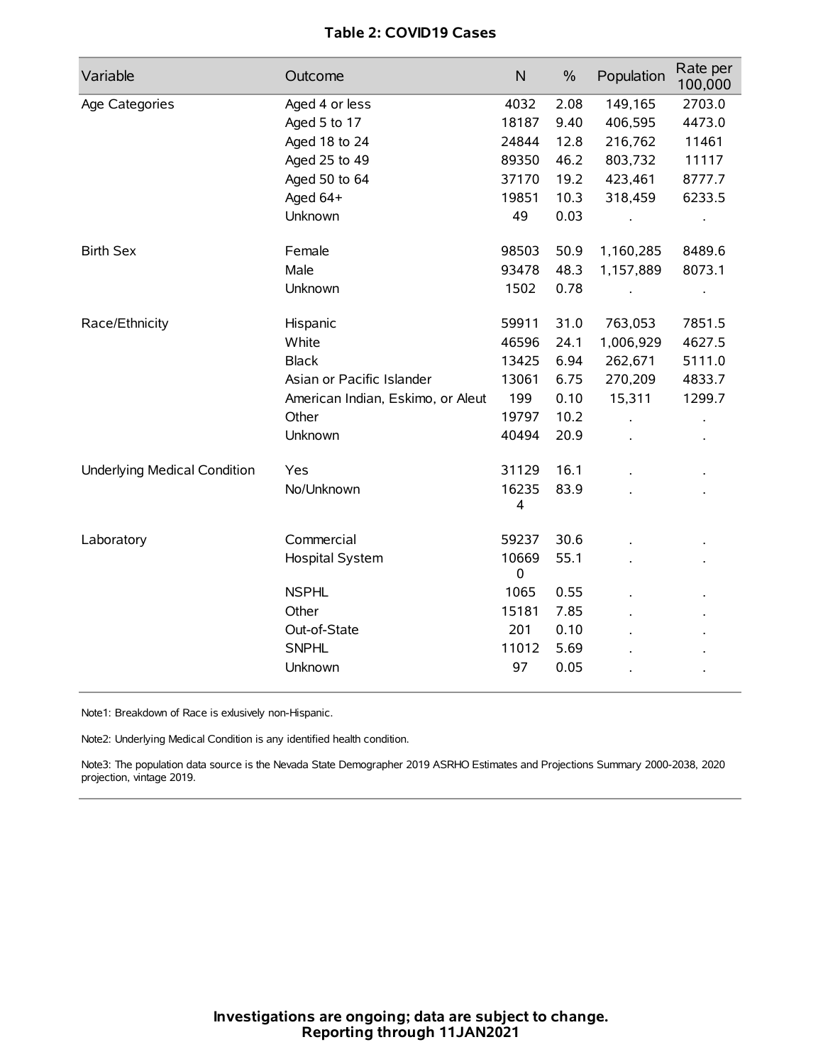**Table 2: COVID19 Cases**

| Variable | Outcome | N | % | Population | Rate per 100,000 |
|---|---|---|---|---|---|
| Age Categories | Aged 4 or less | 4032 | 2.08 | 149,165 | 2703.0 |
| | Aged 5 to 17 | 18187 | 9.40 | 406,595 | 4473.0 |
| | Aged 18 to 24 | 24844 | 12.8 | 216,762 | 11461 |
| | Aged 25 to 49 | 89350 | 46.2 | 803,732 | 11117 |
| | Aged 50 to 64 | 37170 | 19.2 | 423,461 | 8777.7 |
| | Aged 64+ | 19851 | 10.3 | 318,459 | 6233.5 |
| | Unknown | 49 | 0.03 | . | . |
| Birth Sex | Female | 98503 | 50.9 | 1,160,285 | 8489.6 |
| | Male | 93478 | 48.3 | 1,157,889 | 8073.1 |
| | Unknown | 1502 | 0.78 | . | . |
| Race/Ethnicity | Hispanic | 59911 | 31.0 | 763,053 | 7851.5 |
| | White | 46596 | 24.1 | 1,006,929 | 4627.5 |
| | Black | 13425 | 6.94 | 262,671 | 5111.0 |
| | Asian or Pacific Islander | 13061 | 6.75 | 270,209 | 4833.7 |
| | American Indian, Eskimo, or Aleut | 199 | 0.10 | 15,311 | 1299.7 |
| | Other | 19797 | 10.2 | . | . |
| | Unknown | 40494 | 20.9 | . | . |
| Underlying Medical Condition | Yes | 31129 | 16.1 | . | . |
| | No/Unknown | 162354 | 83.9 | . | . |
| Laboratory | Commercial | 59237 | 30.6 | . | . |
| | Hospital System | 106690 | 55.1 | . | . |
| | NSPHL | 1065 | 0.55 | . | . |
| | Other | 15181 | 7.85 | . | . |
| | Out-of-State | 201 | 0.10 | . | . |
| | SNPHL | 11012 | 5.69 | . | . |
| | Unknown | 97 | 0.05 | . | . |

Note1: Breakdown of Race is exlusively non-Hispanic.

Note2: Underlying Medical Condition is any identified health condition.

Note3: The population data source is the Nevada State Demographer 2019 ASRHO Estimates and Projections Summary 2000-2038, 2020 projection, vintage 2019.

**Investigations are ongoing; data are subject to change.**
**Reporting through 11JAN2021**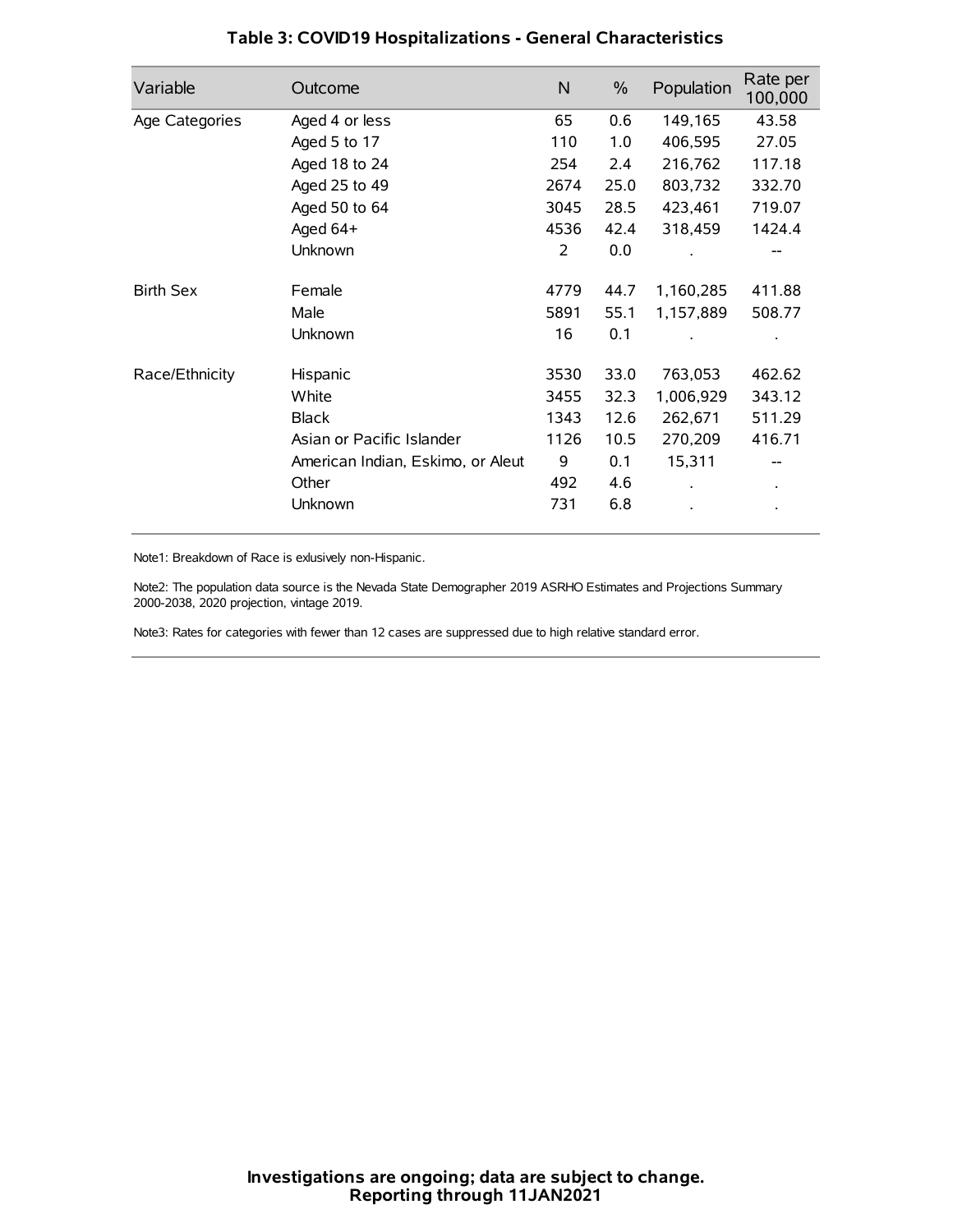## Table 3: COVID19 Hospitalizations - General Characteristics

| Variable | Outcome | N | % | Population | Rate per 100,000 |
|---|---|---|---|---|---|
| Age Categories | Aged 4 or less | 65 | 0.6 | 149,165 | 43.58 |
| | Aged 5 to 17 | 110 | 1.0 | 406,595 | 27.05 |
| | Aged 18 to 24 | 254 | 2.4 | 216,762 | 117.18 |
| | Aged 25 to 49 | 2674 | 25.0 | 803,732 | 332.70 |
| | Aged 50 to 64 | 3045 | 28.5 | 423,461 | 719.07 |
| | Aged 64+ | 4536 | 42.4 | 318,459 | 1424.4 |
| | Unknown | 2 | 0.0 | . | -- |
| Birth Sex | Female | 4779 | 44.7 | 1,160,285 | 411.88 |
| | Male | 5891 | 55.1 | 1,157,889 | 508.77 |
| | Unknown | 16 | 0.1 | . | . |
| Race/Ethnicity | Hispanic | 3530 | 33.0 | 763,053 | 462.62 |
| | White | 3455 | 32.3 | 1,006,929 | 343.12 |
| | Black | 1343 | 12.6 | 262,671 | 511.29 |
| | Asian or Pacific Islander | 1126 | 10.5 | 270,209 | 416.71 |
| | American Indian, Eskimo, or Aleut | 9 | 0.1 | 15,311 | -- |
| | Other | 492 | 4.6 | . | . |
| | Unknown | 731 | 6.8 | . | . |

Note1: Breakdown of Race is exlusively non-Hispanic.

Note2: The population data source is the Nevada State Demographer 2019 ASRHO Estimates and Projections Summary 2000-2038, 2020 projection, vintage 2019.

Note3: Rates for categories with fewer than 12 cases are suppressed due to high relative standard error.

**Investigations are ongoing; data are subject to change.**
**Reporting through 11JAN2021**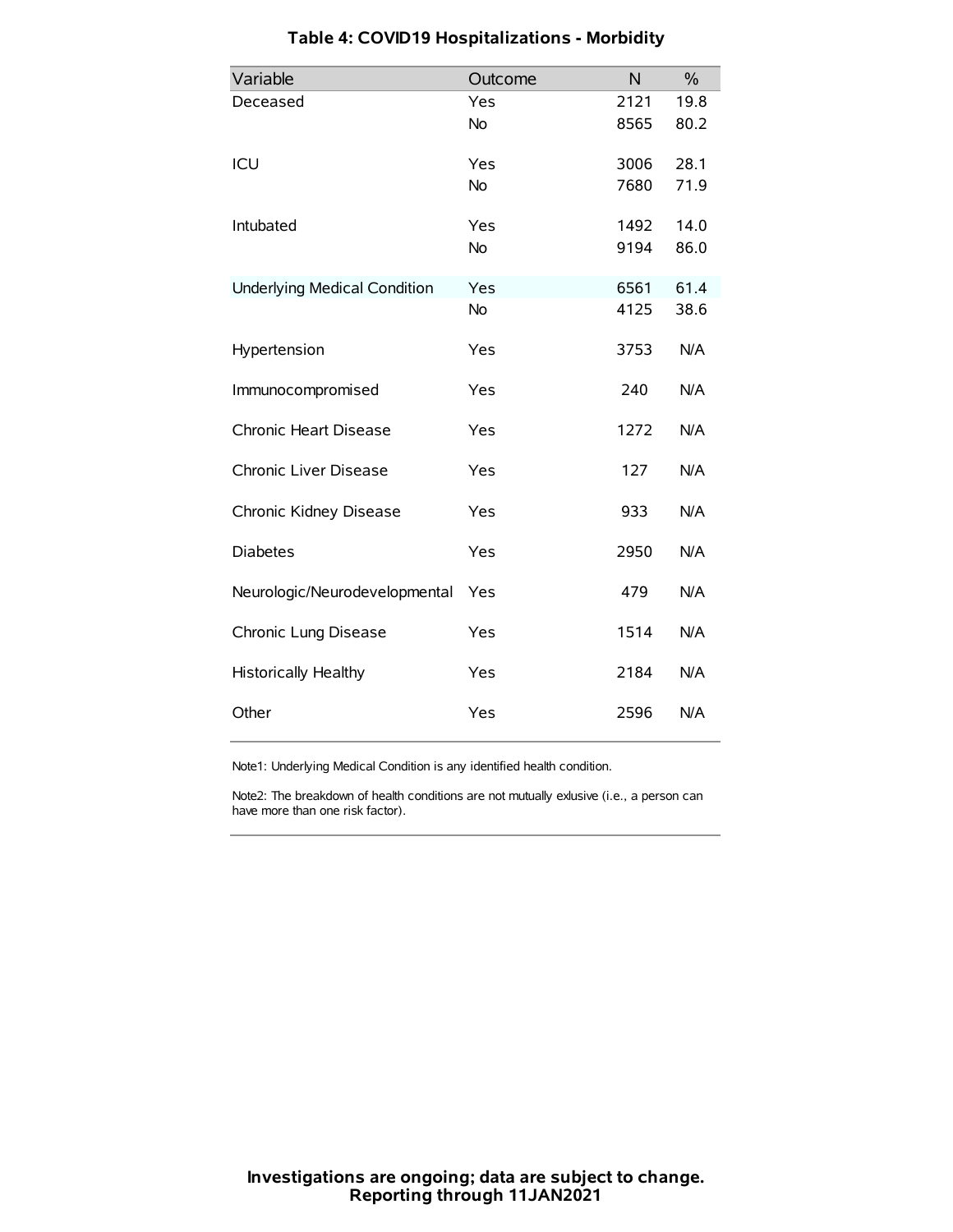# Table 4: COVID19 Hospitalizations - Morbidity

| Variable | Outcome | N | % |
|---|---|---|---|
| Deceased | Yes | 2121 | 19.8 |
| | No | 8565 | 80.2 |
| ICU | Yes | 3006 | 28.1 |
| | No | 7680 | 71.9 |
| Intubated | Yes | 1492 | 14.0 |
| | No | 9194 | 86.0 |
| Underlying Medical Condition | Yes | 6561 | 61.4 |
| | No | 4125 | 38.6 |
| Hypertension | Yes | 3753 | N/A |
| Immunocompromised | Yes | 240 | N/A |
| Chronic Heart Disease | Yes | 1272 | N/A |
| Chronic Liver Disease | Yes | 127 | N/A |
| Chronic Kidney Disease | Yes | 933 | N/A |
| Diabetes | Yes | 2950 | N/A |
| Neurologic/Neurodevelopmental | Yes | 479 | N/A |
| Chronic Lung Disease | Yes | 1514 | N/A |
| Historically Healthy | Yes | 2184 | N/A |
| Other | Yes | 2596 | N/A |

Note1: Underlying Medical Condition is any identified health condition.

Note2: The breakdown of health conditions are not mutually exlusive (i.e., a person can have more than one risk factor).

**Investigations are ongoing; data are subject to change.**
**Reporting through 11JAN2021**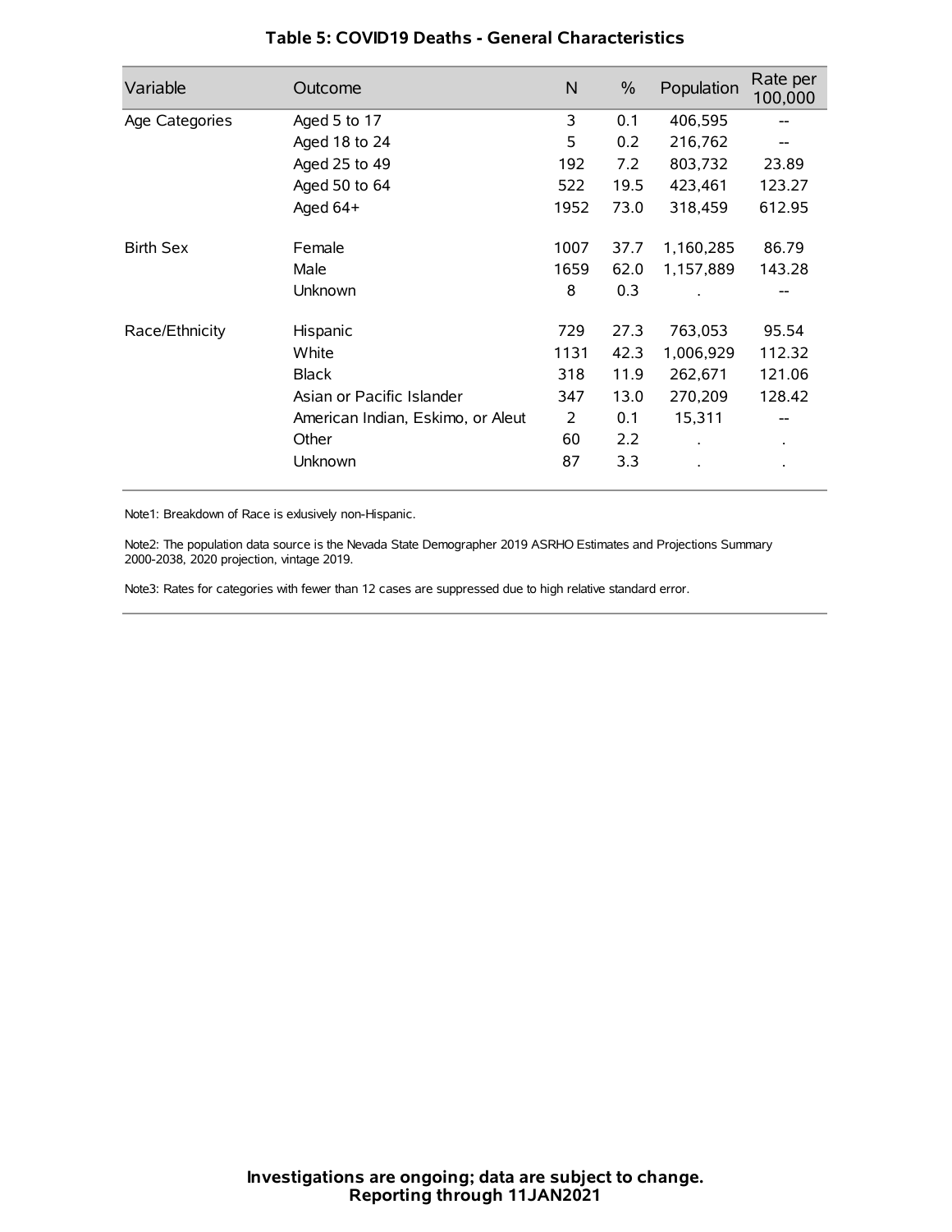## Table 5: COVID19 Deaths - General Characteristics

| Variable | Outcome | N | % | Population | Rate per 100,000 |
|---|---|---|---|---|---|
| Age Categories | Aged 5 to 17 | 3 | 0.1 | 406,595 | -- |
| | Aged 18 to 24 | 5 | 0.2 | 216,762 | -- |
| | Aged 25 to 49 | 192 | 7.2 | 803,732 | 23.89 |
| | Aged 50 to 64 | 522 | 19.5 | 423,461 | 123.27 |
| | Aged 64+ | 1952 | 73.0 | 318,459 | 612.95 |
| Birth Sex | Female | 1007 | 37.7 | 1,160,285 | 86.79 |
| | Male | 1659 | 62.0 | 1,157,889 | 143.28 |
| | Unknown | 8 | 0.3 | . | -- |
| Race/Ethnicity | Hispanic | 729 | 27.3 | 763,053 | 95.54 |
| | White | 1131 | 42.3 | 1,006,929 | 112.32 |
| | Black | 318 | 11.9 | 262,671 | 121.06 |
| | Asian or Pacific Islander | 347 | 13.0 | 270,209 | 128.42 |
| | American Indian, Eskimo, or Aleut | 2 | 0.1 | 15,311 | -- |
| | Other | 60 | 2.2 | . | . |
| | Unknown | 87 | 3.3 | . | . |

Note1: Breakdown of Race is exlusively non-Hispanic.

Note2: The population data source is the Nevada State Demographer 2019 ASRHO Estimates and Projections Summary 2000-2038, 2020 projection, vintage 2019.

Note3: Rates for categories with fewer than 12 cases are suppressed due to high relative standard error.

**Investigations are ongoing; data are subject to change.**
**Reporting through 11JAN2021**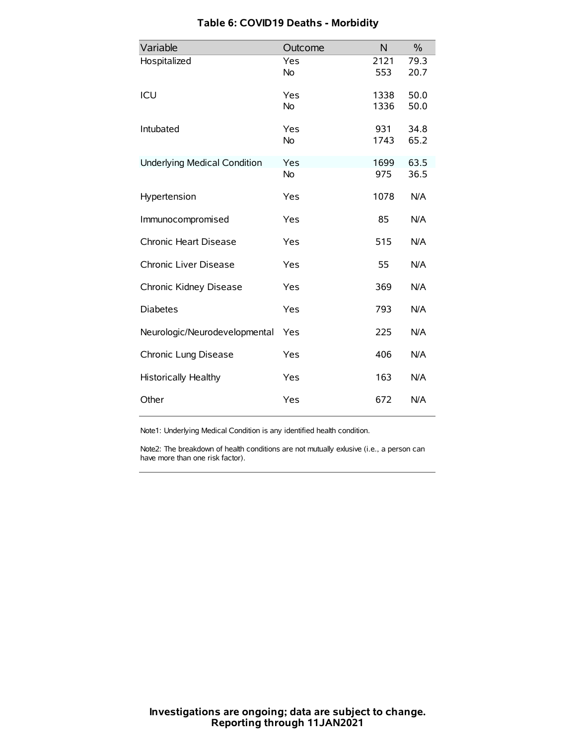## Table 6: COVID19 Deaths - Morbidity

| Variable | Outcome | N | % |
|---|---|---|---|
| Hospitalized | Yes | 2121 | 79.3 |
| | No | 553 | 20.7 |
| ICU | Yes | 1338 | 50.0 |
| | No | 1336 | 50.0 |
| Intubated | Yes | 931 | 34.8 |
| | No | 1743 | 65.2 |
| Underlying Medical Condition | Yes | 1699 | 63.5 |
| | No | 975 | 36.5 |
| Hypertension | Yes | 1078 | N/A |
| Immunocompromised | Yes | 85 | N/A |
| Chronic Heart Disease | Yes | 515 | N/A |
| Chronic Liver Disease | Yes | 55 | N/A |
| Chronic Kidney Disease | Yes | 369 | N/A |
| Diabetes | Yes | 793 | N/A |
| Neurologic/Neurodevelopmental | Yes | 225 | N/A |
| Chronic Lung Disease | Yes | 406 | N/A |
| Historically Healthy | Yes | 163 | N/A |
| Other | Yes | 672 | N/A |

Note1: Underlying Medical Condition is any identified health condition.

Note2: The breakdown of health conditions are not mutually exlusive (i.e., a person can have more than one risk factor).

**Investigations are ongoing; data are subject to change.**
**Reporting through 11JAN2021**